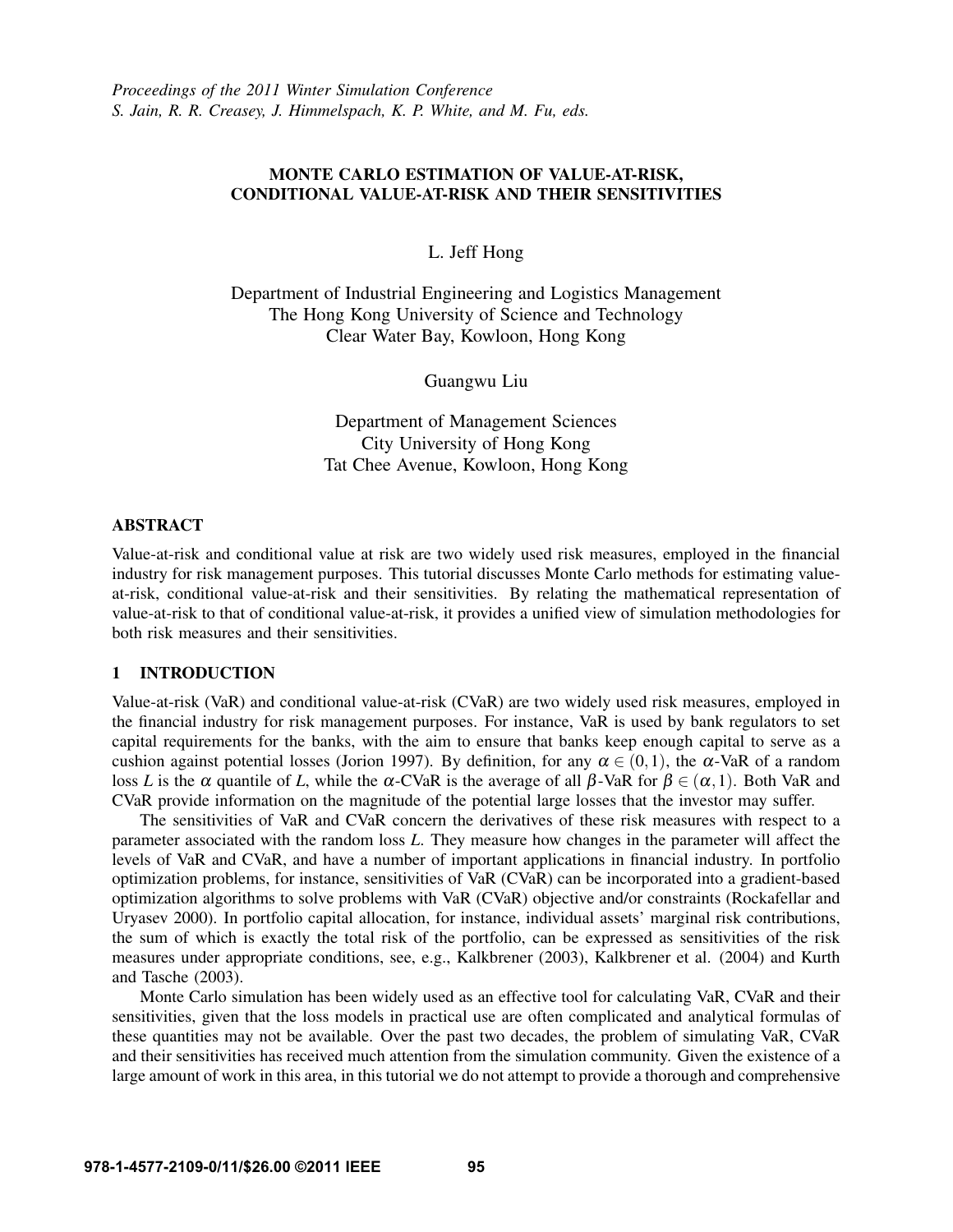*Proceedings of the 2011 Winter Simulation Conference*
*S. Jain, R. R. Creasey, J. Himmelspach, K. P. White, and M. Fu, eds.*

# MONTE CARLO ESTIMATION OF VALUE-AT-RISK, CONDITIONAL VALUE-AT-RISK AND THEIR SENSITIVITIES

L. Jeff Hong

Department of Industrial Engineering and Logistics Management
The Hong Kong University of Science and Technology
Clear Water Bay, Kowloon, Hong Kong

Guangwu Liu

Department of Management Sciences
City University of Hong Kong
Tat Chee Avenue, Kowloon, Hong Kong

## ABSTRACT

Value-at-risk and conditional value at risk are two widely used risk measures, employed in the financial industry for risk management purposes. This tutorial discusses Monte Carlo methods for estimating value-at-risk, conditional value-at-risk and their sensitivities. By relating the mathematical representation of value-at-risk to that of conditional value-at-risk, it provides a unified view of simulation methodologies for both risk measures and their sensitivities.

## 1 INTRODUCTION

Value-at-risk (VaR) and conditional value-at-risk (CVaR) are two widely used risk measures, employed in the financial industry for risk management purposes. For instance, VaR is used by bank regulators to set capital requirements for the banks, with the aim to ensure that banks keep enough capital to serve as a cushion against potential losses (Jorion 1997). By definition, for any $\alpha \in (0,1)$, the $\alpha$-VaR of a random loss $L$ is the $\alpha$ quantile of $L$, while the $\alpha$-CVaR is the average of all $\beta$-VaR for $\beta \in (\alpha, 1)$. Both VaR and CVaR provide information on the magnitude of the potential large losses that the investor may suffer.

The sensitivities of VaR and CVaR concern the derivatives of these risk measures with respect to a parameter associated with the random loss $L$. They measure how changes in the parameter will affect the levels of VaR and CVaR, and have a number of important applications in financial industry. In portfolio optimization problems, for instance, sensitivities of VaR (CVaR) can be incorporated into a gradient-based optimization algorithms to solve problems with VaR (CVaR) objective and/or constraints (Rockafellar and Uryasev 2000). In portfolio capital allocation, for instance, individual assets' marginal risk contributions, the sum of which is exactly the total risk of the portfolio, can be expressed as sensitivities of the risk measures under appropriate conditions, see, e.g., Kalkbrener (2003), Kalkbrener et al. (2004) and Kurth and Tasche (2003).

Monte Carlo simulation has been widely used as an effective tool for calculating VaR, CVaR and their sensitivities, given that the loss models in practical use are often complicated and analytical formulas of these quantities may not be available. Over the past two decades, the problem of simulating VaR, CVaR and their sensitivities has received much attention from the simulation community. Given the existence of a large amount of work in this area, in this tutorial we do not attempt to provide a thorough and comprehensive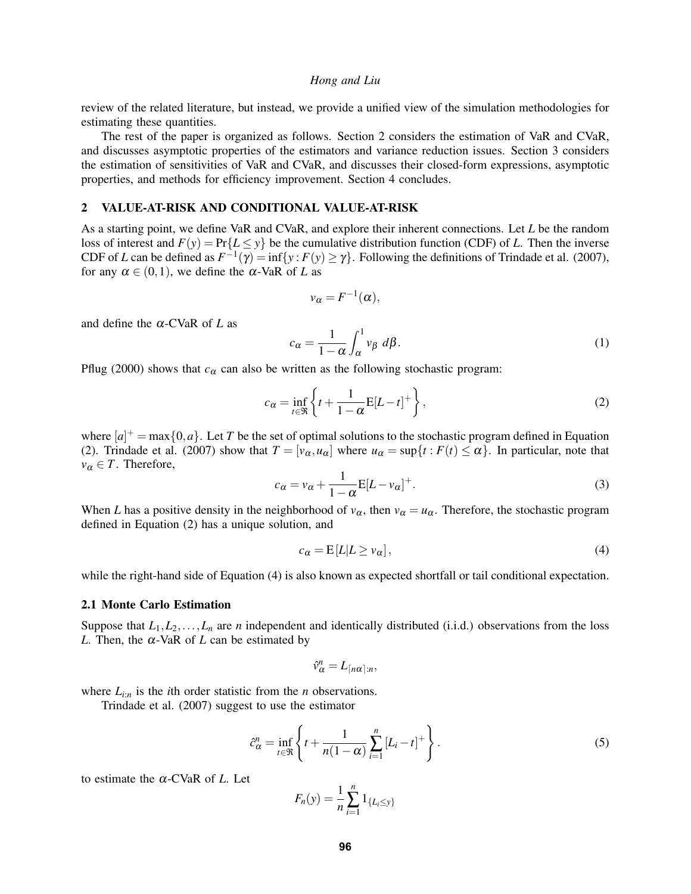review of the related literature, but instead, we provide a unified view of the simulation methodologies for estimating these quantities.

The rest of the paper is organized as follows. Section 2 considers the estimation of VaR and CVaR, and discusses asymptotic properties of the estimators and variance reduction issues. Section 3 considers the estimation of sensitivities of VaR and CVaR, and discusses their closed-form expressions, asymptotic properties, and methods for efficiency improvement. Section 4 concludes.

## 2 VALUE-AT-RISK AND CONDITIONAL VALUE-AT-RISK

As a starting point, we define VaR and CVaR, and explore their inherent connections. Let $L$ be the random loss of interest and $F(y) = \Pr\{L \le y\}$ be the cumulative distribution function (CDF) of $L$. Then the inverse CDF of $L$ can be defined as $F^{-1}(\gamma) = \inf\{y : F(y) \ge \gamma\}$. Following the definitions of Trindade et al. (2007), for any $\alpha \in (0,1)$, we define the $\alpha$-VaR of $L$ as

$$v_\alpha = F^{-1}(\alpha),$$

and define the $\alpha$-CVaR of $L$ as

$$c_\alpha = \frac{1}{1-\alpha}\int_\alpha^1 v_\beta \, d\beta. \tag{1}$$

Pflug (2000) shows that $c_\alpha$ can also be written as the following stochastic program:

$$c_\alpha = \inf_{t\in\Re}\left\{t + \frac{1}{1-\alpha}\mathrm{E}[L-t]^+\right\}, \tag{2}$$

where $[a]^+ = \max\{0,a\}$. Let $T$ be the set of optimal solutions to the stochastic program defined in Equation (2). Trindade et al. (2007) show that $T = [v_\alpha, u_\alpha]$ where $u_\alpha = \sup\{t : F(t) \le \alpha\}$. In particular, note that $v_\alpha \in T$. Therefore,

$$c_\alpha = v_\alpha + \frac{1}{1-\alpha}\mathrm{E}[L-v_\alpha]^+. \tag{3}$$

When $L$ has a positive density in the neighborhood of $v_\alpha$, then $v_\alpha = u_\alpha$. Therefore, the stochastic program defined in Equation (2) has a unique solution, and

$$c_\alpha = \mathrm{E}\left[L | L \ge v_\alpha\right], \tag{4}$$

while the right-hand side of Equation (4) is also known as expected shortfall or tail conditional expectation.

### 2.1 Monte Carlo Estimation

Suppose that $L_1, L_2, \ldots, L_n$ are $n$ independent and identically distributed (i.i.d.) observations from the loss $L$. Then, the $\alpha$-VaR of $L$ can be estimated by

$$\hat{v}_\alpha^n = L_{\lceil n\alpha\rceil:n},$$

where $L_{i:n}$ is the $i$th order statistic from the $n$ observations.

Trindade et al. (2007) suggest to use the estimator

$$\hat{c}_\alpha^n = \inf_{t\in\Re}\left\{t + \frac{1}{n(1-\alpha)}\sum_{i=1}^n [L_i - t]^+\right\}. \tag{5}$$

to estimate the $\alpha$-CVaR of $L$. Let

$$F_n(y) = \frac{1}{n}\sum_{i=1}^n 1_{\{L_i \le y\}}$$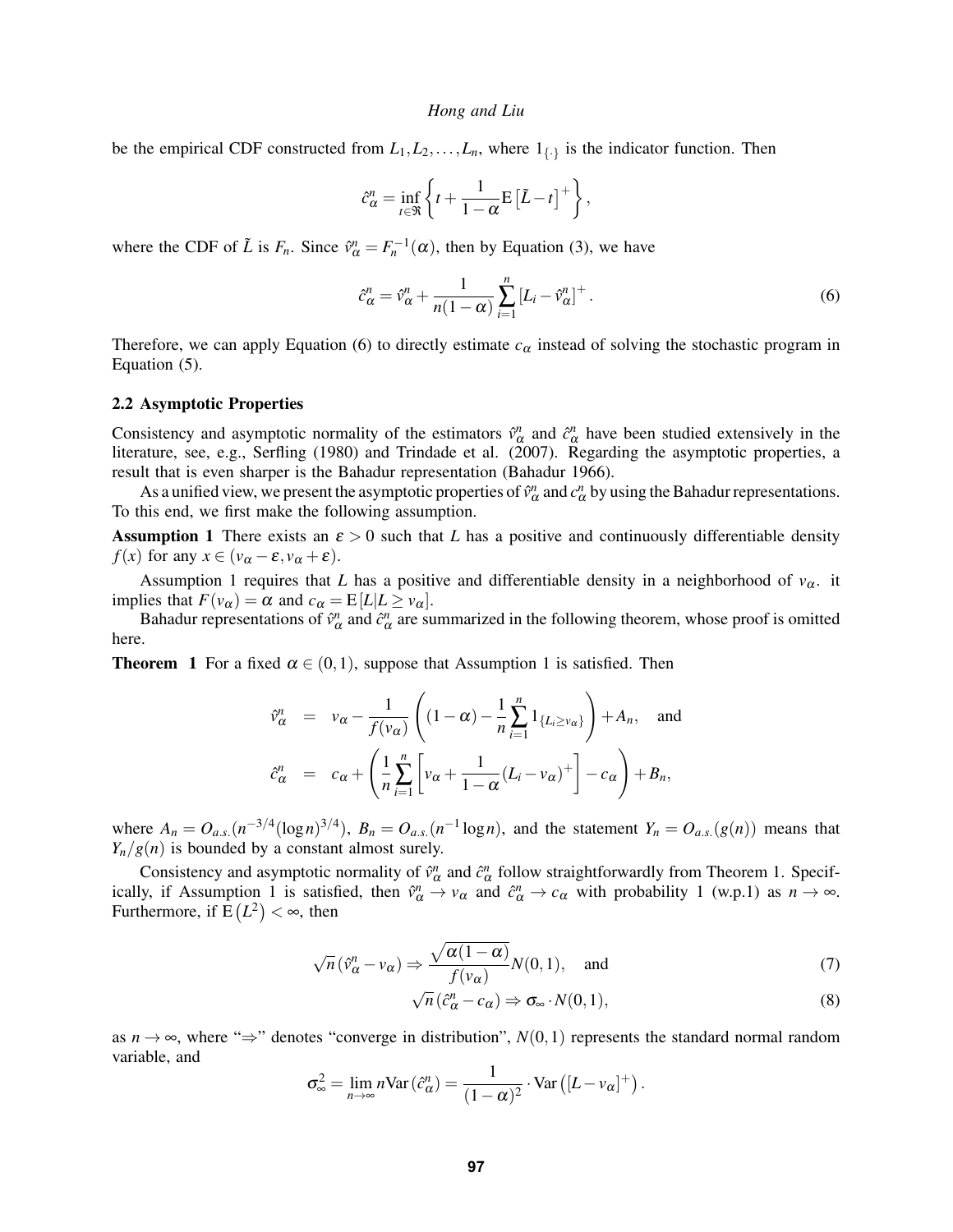be the empirical CDF constructed from $L_1, L_2, \ldots, L_n$, where $1_{\{\cdot\}}$ is the indicator function. Then

$$\hat{c}_\alpha^n = \inf_{t \in \Re} \left\{ t + \frac{1}{1-\alpha} \mathrm{E}\left[\tilde{L} - t\right]^+ \right\},$$

where the CDF of $\tilde{L}$ is $F_n$. Since $\hat{v}_\alpha^n = F_n^{-1}(\alpha)$, then by Equation (3), we have

$$\hat{c}_\alpha^n = \hat{v}_\alpha^n + \frac{1}{n(1-\alpha)} \sum_{i=1}^n \left[L_i - \hat{v}_\alpha^n\right]^+. \tag{6}$$

Therefore, we can apply Equation (6) to directly estimate $c_\alpha$ instead of solving the stochastic program in Equation (5).

### 2.2 Asymptotic Properties

Consistency and asymptotic normality of the estimators $\hat{v}_\alpha^n$ and $\hat{c}_\alpha^n$ have been studied extensively in the literature, see, e.g., Serfling (1980) and Trindade et al. (2007). Regarding the asymptotic properties, a result that is even sharper is the Bahadur representation (Bahadur 1966).

As a unified view, we present the asymptotic properties of $\hat{v}_\alpha^n$ and $c_\alpha^n$ by using the Bahadur representations. To this end, we first make the following assumption.

**Assumption 1** There exists an $\varepsilon > 0$ such that $L$ has a positive and continuously differentiable density $f(x)$ for any $x \in (v_\alpha - \varepsilon, v_\alpha + \varepsilon)$.

Assumption 1 requires that $L$ has a positive and differentiable density in a neighborhood of $v_\alpha$. it implies that $F(v_\alpha) = \alpha$ and $c_\alpha = \mathrm{E}[L | L \geq v_\alpha]$.

Bahadur representations of $\hat{v}_\alpha^n$ and $\hat{c}_\alpha^n$ are summarized in the following theorem, whose proof is omitted here.

**Theorem 1** For a fixed $\alpha \in (0,1)$, suppose that Assumption 1 is satisfied. Then

$$\begin{aligned} \hat{v}_\alpha^n &= v_\alpha - \frac{1}{f(v_\alpha)} \left( (1-\alpha) - \frac{1}{n} \sum_{i=1}^n 1_{\{L_i \geq v_\alpha\}} \right) + A_n, \quad \text{and} \\ \hat{c}_\alpha^n &= c_\alpha + \left( \frac{1}{n} \sum_{i=1}^n \left[ v_\alpha + \frac{1}{1-\alpha} (L_i - v_\alpha)^+ \right] - c_\alpha \right) + B_n, \end{aligned}$$

where $A_n = O_{a.s.}(n^{-3/4} (\log n)^{3/4})$, $B_n = O_{a.s.}(n^{-1} \log n)$, and the statement $Y_n = O_{a.s.}(g(n))$ means that $Y_n / g(n)$ is bounded by a constant almost surely.

Consistency and asymptotic normality of $\hat{v}_\alpha^n$ and $\hat{c}_\alpha^n$ follow straightforwardly from Theorem 1. Specifically, if Assumption 1 is satisfied, then $\hat{v}_\alpha^n \to v_\alpha$ and $\hat{c}_\alpha^n \to c_\alpha$ with probability 1 (w.p.1) as $n \to \infty$. Furthermore, if $\mathrm{E}\left(L^2\right) < \infty$, then

$$\sqrt{n}\left(\hat{v}_\alpha^n - v_\alpha\right) \Rightarrow \frac{\sqrt{\alpha(1-\alpha)}}{f(v_\alpha)} N(0,1), \quad \text{and} \tag{7}$$

$$\sqrt{n}\left(\hat{c}_\alpha^n - c_\alpha\right) \Rightarrow \sigma_\infty \cdot N(0,1), \tag{8}$$

as $n \to \infty$, where "$\Rightarrow$" denotes "converge in distribution", $N(0,1)$ represents the standard normal random variable, and

$$\sigma_\infty^2 = \lim_{n \to \infty} n \mathrm{Var}\left(\hat{c}_\alpha^n\right) = \frac{1}{(1-\alpha)^2} \cdot \mathrm{Var}\left(\left[L - v_\alpha\right]^+\right).$$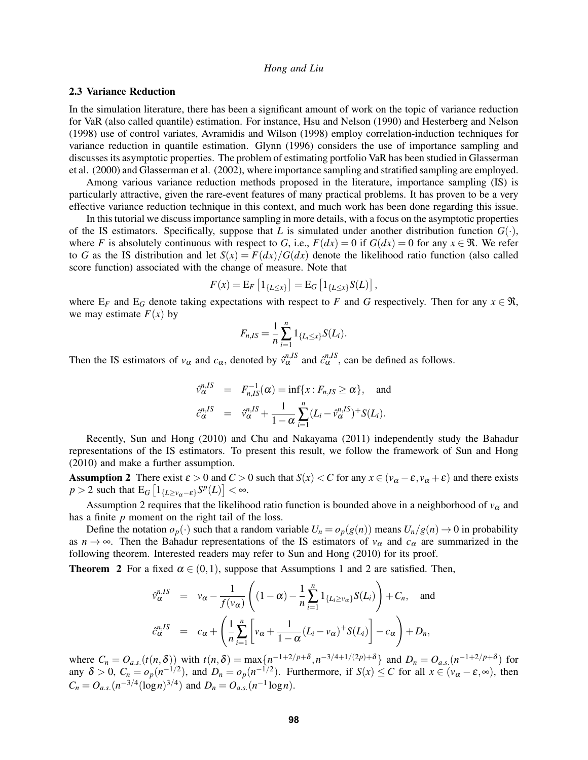### 2.3 Variance Reduction

In the simulation literature, there has been a significant amount of work on the topic of variance reduction for VaR (also called quantile) estimation. For instance, Hsu and Nelson (1990) and Hesterberg and Nelson (1998) use of control variates, Avramidis and Wilson (1998) employ correlation-induction techniques for variance reduction in quantile estimation. Glynn (1996) considers the use of importance sampling and discusses its asymptotic properties. The problem of estimating portfolio VaR has been studied in Glasserman et al. (2000) and Glasserman et al. (2002), where importance sampling and stratified sampling are employed.

Among various variance reduction methods proposed in the literature, importance sampling (IS) is particularly attractive, given the rare-event features of many practical problems. It has proven to be a very effective variance reduction technique in this context, and much work has been done regarding this issue.

In this tutorial we discuss importance sampling in more details, with a focus on the asymptotic properties of the IS estimators. Specifically, suppose that $L$ is simulated under another distribution function $G(\cdot)$, where $F$ is absolutely continuous with respect to $G$, i.e., $F(dx) = 0$ if $G(dx) = 0$ for any $x \in \Re$. We refer to $G$ as the IS distribution and let $S(x) = F(dx)/G(dx)$ denote the likelihood ratio function (also called score function) associated with the change of measure. Note that

$$F(x) = \mathrm{E}_F\left[1_{\{L \le x\}}\right] = \mathrm{E}_G\left[1_{\{L \le x\}} S(L)\right],$$

where $\mathrm{E}_F$ and $\mathrm{E}_G$ denote taking expectations with respect to $F$ and $G$ respectively. Then for any $x \in \Re$, we may estimate $F(x)$ by

$$F_{n,IS} = \frac{1}{n}\sum_{i=1}^{n} 1_{\{L_i \le x\}} S(L_i).$$

Then the IS estimators of $v_\alpha$ and $c_\alpha$, denoted by $\hat{v}_\alpha^{n,IS}$ and $\hat{c}_\alpha^{n,IS}$, can be defined as follows.

$$\begin{aligned} \hat{v}_\alpha^{n,IS} &= F_{n,IS}^{-1}(\alpha) = \inf\{x : F_{n,IS} \ge \alpha\}, \quad \text{and} \\ \hat{c}_\alpha^{n,IS} &= \hat{v}_\alpha^{n,IS} + \frac{1}{1-\alpha}\sum_{i=1}^{n}(L_i - \hat{v}_\alpha^{n,IS})^+ S(L_i). \end{aligned}$$

Recently, Sun and Hong (2010) and Chu and Nakayama (2011) independently study the Bahadur representations of the IS estimators. To present this result, we follow the framework of Sun and Hong (2010) and make a further assumption.

**Assumption 2** There exist $\varepsilon > 0$ and $C > 0$ such that $S(x) < C$ for any $x \in (v_\alpha - \varepsilon, v_\alpha + \varepsilon)$ and there exists $p > 2$ such that $\mathrm{E}_G\left[1_{\{L \ge v_\alpha - \varepsilon\}} S^p(L)\right] < \infty$.

Assumption 2 requires that the likelihood ratio function is bounded above in a neighborhood of $v_\alpha$ and has a finite $p$ moment on the right tail of the loss.

Define the notation $o_p(\cdot)$ such that a random variable $U_n = o_p(g(n))$ means $U_n/g(n) \to 0$ in probability as $n \to \infty$. Then the Bahadur representations of the IS estimators of $v_\alpha$ and $c_\alpha$ are summarized in the following theorem. Interested readers may refer to Sun and Hong (2010) for its proof.

**Theorem 2** For a fixed $\alpha \in (0,1)$, suppose that Assumptions 1 and 2 are satisfied. Then,

$$\begin{aligned} \hat{v}_\alpha^{n,IS} &= v_\alpha - \frac{1}{f(v_\alpha)}\left((1-\alpha) - \frac{1}{n}\sum_{i=1}^{n} 1_{\{L_i \ge v_\alpha\}} S(L_i)\right) + C_n, \quad \text{and} \\ \hat{c}_\alpha^{n,IS} &= c_\alpha + \left(\frac{1}{n}\sum_{i=1}^{n}\left[v_\alpha + \frac{1}{1-\alpha}(L_i - v_\alpha)^+ S(L_i)\right] - c_\alpha\right) + D_n, \end{aligned}$$

where $C_n = O_{a.s.}(t(n,\delta))$ with $t(n,\delta) = \max\{n^{-1+2/p+\delta}, n^{-3/4+1/(2p)+\delta}\}$ and $D_n = O_{a.s.}(n^{-1+2/p+\delta})$ for any $\delta > 0$, $C_n = o_p(n^{-1/2})$, and $D_n = o_p(n^{-1/2})$. Furthermore, if $S(x) \le C$ for all $x \in (v_\alpha - \varepsilon, \infty)$, then $C_n = O_{a.s.}(n^{-3/4}(\log n)^{3/4})$ and $D_n = O_{a.s.}(n^{-1}\log n)$.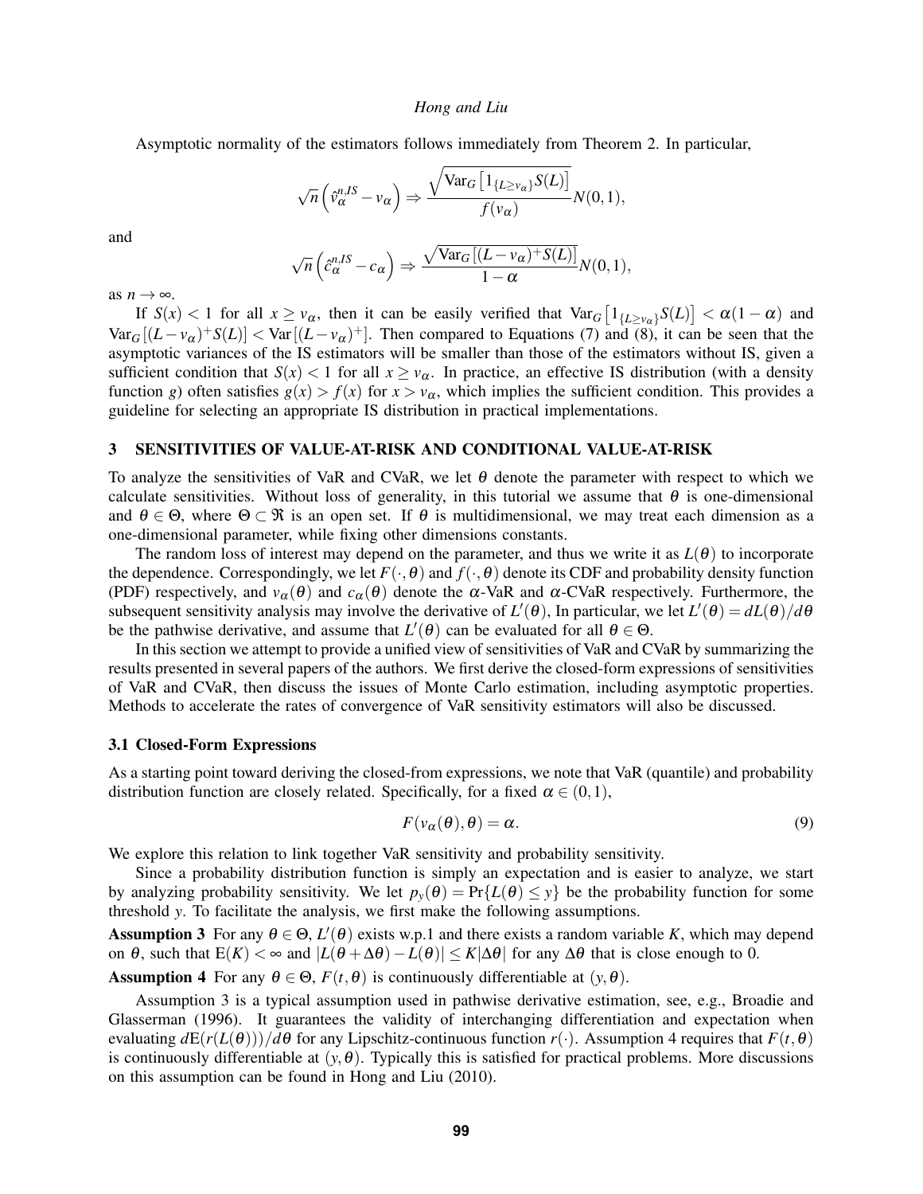Asymptotic normality of the estimators follows immediately from Theorem 2. In particular,

$$\sqrt{n}\left(\hat{v}_\alpha^{n,IS} - v_\alpha\right) \Rightarrow \frac{\sqrt{\mathrm{Var}_G\left[1_{\{L \geq v_\alpha\}} S(L)\right]}}{f(v_\alpha)} N(0,1),$$

and

$$\sqrt{n}\left(\hat{c}_\alpha^{n,IS} - c_\alpha\right) \Rightarrow \frac{\sqrt{\mathrm{Var}_G\left[(L - v_\alpha)^+ S(L)\right]}}{1-\alpha} N(0,1),$$

as $n \to \infty$.

If $S(x) < 1$ for all $x \geq v_\alpha$, then it can be easily verified that $\mathrm{Var}_G\left[1_{\{L \geq v_\alpha\}} S(L)\right] < \alpha(1-\alpha)$ and $\mathrm{Var}_G\left[(L - v_\alpha)^+ S(L)\right] < \mathrm{Var}\left[(L - v_\alpha)^+\right]$. Then compared to Equations (7) and (8), it can be seen that the asymptotic variances of the IS estimators will be smaller than those of the estimators without IS, given a sufficient condition that $S(x) < 1$ for all $x \geq v_\alpha$. In practice, an effective IS distribution (with a density function $g$) often satisfies $g(x) > f(x)$ for $x > v_\alpha$, which implies the sufficient condition. This provides a guideline for selecting an appropriate IS distribution in practical implementations.

## 3 SENSITIVITIES OF VALUE-AT-RISK AND CONDITIONAL VALUE-AT-RISK

To analyze the sensitivities of VaR and CVaR, we let $\theta$ denote the parameter with respect to which we calculate sensitivities. Without loss of generality, in this tutorial we assume that $\theta$ is one-dimensional and $\theta \in \Theta$, where $\Theta \subset \Re$ is an open set. If $\theta$ is multidimensional, we may treat each dimension as a one-dimensional parameter, while fixing other dimensions constants.

The random loss of interest may depend on the parameter, and thus we write it as $L(\theta)$ to incorporate the dependence. Correspondingly, we let $F(\cdot,\theta)$ and $f(\cdot,\theta)$ denote its CDF and probability density function (PDF) respectively, and $v_\alpha(\theta)$ and $c_\alpha(\theta)$ denote the $\alpha$-VaR and $\alpha$-CVaR respectively. Furthermore, the subsequent sensitivity analysis may involve the derivative of $L'(\theta)$, In particular, we let $L'(\theta) = dL(\theta)/d\theta$ be the pathwise derivative, and assume that $L'(\theta)$ can be evaluated for all $\theta \in \Theta$.

In this section we attempt to provide a unified view of sensitivities of VaR and CVaR by summarizing the results presented in several papers of the authors. We first derive the closed-form expressions of sensitivities of VaR and CVaR, then discuss the issues of Monte Carlo estimation, including asymptotic properties. Methods to accelerate the rates of convergence of VaR sensitivity estimators will also be discussed.

### 3.1 Closed-Form Expressions

As a starting point toward deriving the closed-from expressions, we note that VaR (quantile) and probability distribution function are closely related. Specifically, for a fixed $\alpha \in (0,1)$,

$$F(v_\alpha(\theta),\theta) = \alpha. \tag{9}$$

We explore this relation to link together VaR sensitivity and probability sensitivity.

Since a probability distribution function is simply an expectation and is easier to analyze, we start by analyzing probability sensitivity. We let $p_y(\theta) = \Pr\{L(\theta) \leq y\}$ be the probability function for some threshold $y$. To facilitate the analysis, we first make the following assumptions.

**Assumption 3** For any $\theta \in \Theta$, $L'(\theta)$ exists w.p.1 and there exists a random variable $K$, which may depend on $\theta$, such that $\mathrm{E}(K) < \infty$ and $|L(\theta+\Delta\theta) - L(\theta)| \leq K|\Delta\theta|$ for any $\Delta\theta$ that is close enough to 0.

**Assumption 4** For any $\theta \in \Theta$, $F(t,\theta)$ is continuously differentiable at $(y,\theta)$.

Assumption 3 is a typical assumption used in pathwise derivative estimation, see, e.g., Broadie and Glasserman (1996). It guarantees the validity of interchanging differentiation and expectation when evaluating $d\mathrm{E}(r(L(\theta)))/d\theta$ for any Lipschitz-continuous function $r(\cdot)$. Assumption 4 requires that $F(t,\theta)$ is continuously differentiable at $(y,\theta)$. Typically this is satisfied for practical problems. More discussions on this assumption can be found in Hong and Liu (2010).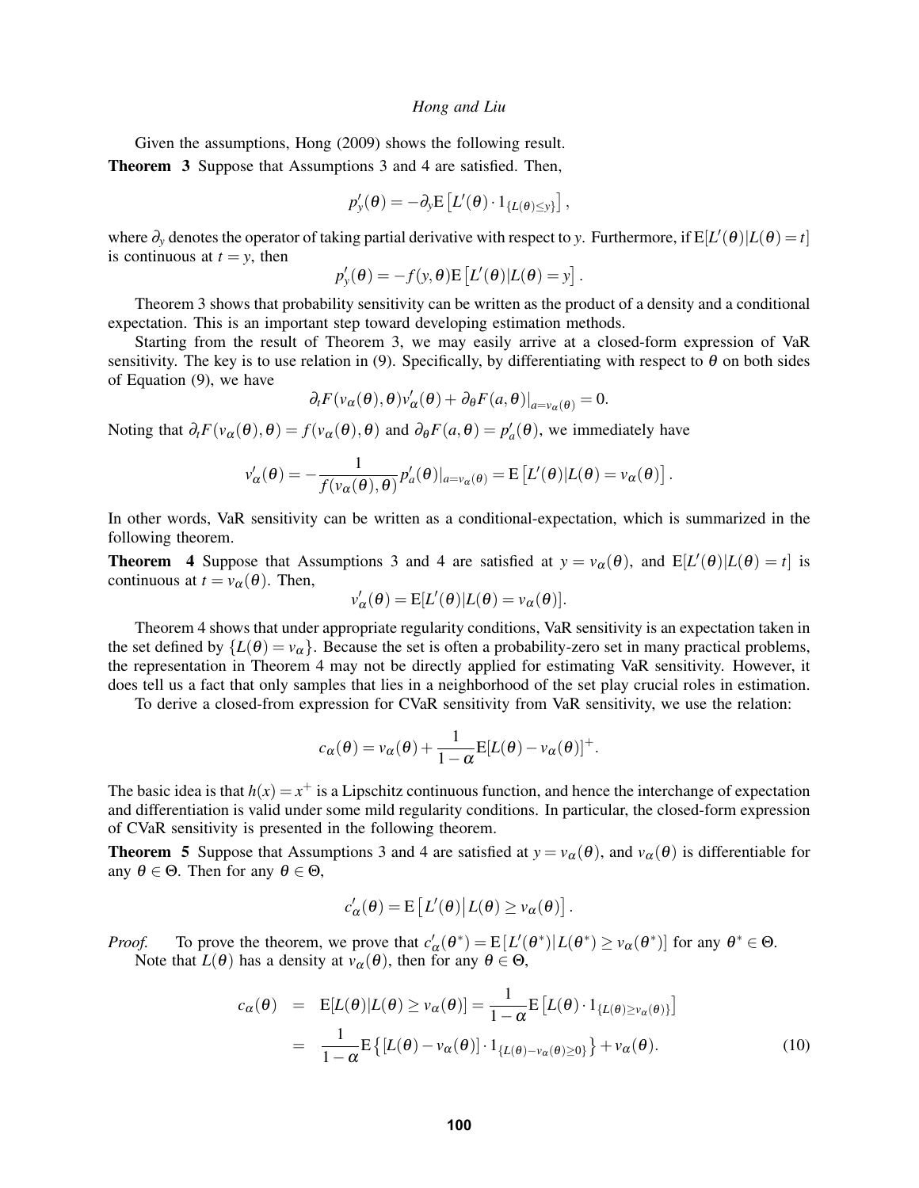Given the assumptions, Hong (2009) shows the following result.

**Theorem 3** Suppose that Assumptions 3 and 4 are satisfied. Then,

$$p'_y(\theta) = -\partial_y \mathrm{E}\left[L'(\theta) \cdot 1_{\{L(\theta) \le y\}}\right],$$

where $\partial_y$ denotes the operator of taking partial derivative with respect to $y$. Furthermore, if $\mathrm{E}[L'(\theta)|L(\theta) = t]$ is continuous at $t = y$, then

$$p'_y(\theta) = -f(y, \theta)\mathrm{E}\left[L'(\theta)|L(\theta) = y\right].$$

Theorem 3 shows that probability sensitivity can be written as the product of a density and a conditional expectation. This is an important step toward developing estimation methods.

Starting from the result of Theorem 3, we may easily arrive at a closed-form expression of VaR sensitivity. The key is to use relation in (9). Specifically, by differentiating with respect to $\theta$ on both sides of Equation (9), we have

$$\partial_t F(v_\alpha(\theta), \theta) v'_\alpha(\theta) + \partial_\theta F(a, \theta)|_{a = v_\alpha(\theta)} = 0.$$

Noting that $\partial_t F(v_\alpha(\theta), \theta) = f(v_\alpha(\theta), \theta)$ and $\partial_\theta F(a, \theta) = p'_a(\theta)$, we immediately have

$$v'_\alpha(\theta) = -\frac{1}{f(v_\alpha(\theta), \theta)} p'_a(\theta)|_{a = v_\alpha(\theta)} = \mathrm{E}\left[L'(\theta)|L(\theta) = v_\alpha(\theta)\right].$$

In other words, VaR sensitivity can be written as a conditional-expectation, which is summarized in the following theorem.

**Theorem 4** Suppose that Assumptions 3 and 4 are satisfied at $y = v_\alpha(\theta)$, and $\mathrm{E}[L'(\theta)|L(\theta) = t]$ is continuous at $t = v_\alpha(\theta)$. Then,

$$v'_\alpha(\theta) = \mathrm{E}[L'(\theta)|L(\theta) = v_\alpha(\theta)].$$

Theorem 4 shows that under appropriate regularity conditions, VaR sensitivity is an expectation taken in the set defined by $\{L(\theta) = v_\alpha\}$. Because the set is often a probability-zero set in many practical problems, the representation in Theorem 4 may not be directly applied for estimating VaR sensitivity. However, it does tell us a fact that only samples that lies in a neighborhood of the set play crucial roles in estimation.

To derive a closed-from expression for CVaR sensitivity from VaR sensitivity, we use the relation:

$$c_\alpha(\theta) = v_\alpha(\theta) + \frac{1}{1-\alpha}\mathrm{E}[L(\theta) - v_\alpha(\theta)]^+.$$

The basic idea is that $h(x) = x^+$ is a Lipschitz continuous function, and hence the interchange of expectation and differentiation is valid under some mild regularity conditions. In particular, the closed-form expression of CVaR sensitivity is presented in the following theorem.

**Theorem 5** Suppose that Assumptions 3 and 4 are satisfied at $y = v_\alpha(\theta)$, and $v_\alpha(\theta)$ is differentiable for any $\theta \in \Theta$. Then for any $\theta \in \Theta$,

$$c'_\alpha(\theta) = \mathrm{E}\left[L'(\theta) \middle| L(\theta) \ge v_\alpha(\theta)\right].$$

*Proof.* To prove the theorem, we prove that $c'_\alpha(\theta^*) = \mathrm{E}\left[L'(\theta^*)|L(\theta^*) \ge v_\alpha(\theta^*)\right]$ for any $\theta^* \in \Theta$.

Note that $L(\theta)$ has a density at $v_\alpha(\theta)$, then for any $\theta \in \Theta$,

$$\begin{aligned}
c_\alpha(\theta) &= \mathrm{E}[L(\theta)|L(\theta) \ge v_\alpha(\theta)] = \frac{1}{1-\alpha}\mathrm{E}\left[L(\theta) \cdot 1_{\{L(\theta) \ge v_\alpha(\theta)\}}\right] \\
&= \frac{1}{1-\alpha}\mathrm{E}\left\{[L(\theta) - v_\alpha(\theta)] \cdot 1_{\{L(\theta) - v_\alpha(\theta) \ge 0\}}\right\} + v_\alpha(\theta). \qquad (10)
\end{aligned}$$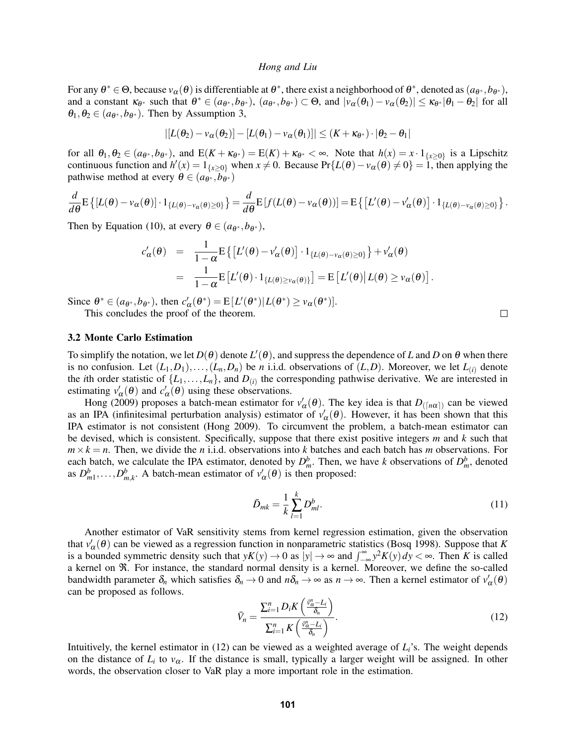For any $\theta^* \in \Theta$, because $v_\alpha(\theta)$ is differentiable at $\theta^*$, there exist a neighborhood of $\theta^*$, denoted as $(a_{\theta^*}, b_{\theta^*})$, and a constant $\kappa_{\theta^*}$ such that $\theta^* \in (a_{\theta^*}, b_{\theta^*})$, $(a_{\theta^*}, b_{\theta^*}) \subset \Theta$, and $|v_\alpha(\theta_1) - v_\alpha(\theta_2)| \leq \kappa_{\theta^*}|\theta_1 - \theta_2|$ for all $\theta_1, \theta_2 \in (a_{\theta^*}, b_{\theta^*})$. Then by Assumption 3,

$$|[L(\theta_2) - v_\alpha(\theta_2)] - [L(\theta_1) - v_\alpha(\theta_1)]| \leq (K + \kappa_{\theta^*}) \cdot |\theta_2 - \theta_1|$$

for all $\theta_1, \theta_2 \in (a_{\theta^*}, b_{\theta^*})$, and $\mathrm{E}(K + \kappa_{\theta^*}) = \mathrm{E}(K) + \kappa_{\theta^*} < \infty$. Note that $h(x) = x \cdot 1_{\{x \geq 0\}}$ is a Lipschitz continuous function and $h'(x) = 1_{\{x \geq 0\}}$ when $x \neq 0$. Because $\Pr\{L(\theta) - v_\alpha(\theta) \neq 0\} = 1$, then applying the pathwise method at every $\theta \in (a_{\theta^*}, b_{\theta^*})$

$$\frac{d}{d\theta}\mathrm{E}\left\{[L(\theta) - v_\alpha(\theta)] \cdot 1_{\{L(\theta) - v_\alpha(\theta) \geq 0\}}\right\} = \frac{d}{d\theta}\mathrm{E}\left[f(L(\theta) - v_\alpha(\theta))\right] = \mathrm{E}\left\{\left[L'(\theta) - v'_\alpha(\theta)\right] \cdot 1_{\{L(\theta) - v_\alpha(\theta) \geq 0\}}\right\}.$$

Then by Equation (10), at every $\theta \in (a_{\theta^*}, b_{\theta^*})$,

$$\begin{aligned} c'_\alpha(\theta) &= \frac{1}{1-\alpha}\mathrm{E}\left\{\left[L'(\theta) - v'_\alpha(\theta)\right] \cdot 1_{\{L(\theta) - v_\alpha(\theta) \geq 0\}}\right\} + v'_\alpha(\theta) \\ &= \frac{1}{1-\alpha}\mathrm{E}\left[L'(\theta) \cdot 1_{\{L(\theta) \geq v_\alpha(\theta)\}}\right] = \mathrm{E}\left[L'(\theta) \middle| L(\theta) \geq v_\alpha(\theta)\right]. \end{aligned}$$

Since $\theta^* \in (a_{\theta^*}, b_{\theta^*})$, then $c'_\alpha(\theta^*) = \mathrm{E}\left[L'(\theta^*) | L(\theta^*) \geq v_\alpha(\theta^*)\right]$.

This concludes the proof of the theorem. □

### 3.2 Monte Carlo Estimation

To simplify the notation, we let $D(\theta)$ denote $L'(\theta)$, and suppress the dependence of $L$ and $D$ on $\theta$ when there is no confusion. Let $(L_1, D_1), \ldots, (L_n, D_n)$ be $n$ i.i.d. observations of $(L, D)$. Moreover, we let $L_{(i)}$ denote the $i$th order statistic of $\{L_1, \ldots, L_n\}$, and $D_{(i)}$ the corresponding pathwise derivative. We are interested in estimating $v'_\alpha(\theta)$ and $c'_\alpha(\theta)$ using these observations.

Hong (2009) proposes a batch-mean estimator for $v'_\alpha(\theta)$. The key idea is that $D_{(\lceil n\alpha \rceil)}$ can be viewed as an IPA (infinitesimal perturbation analysis) estimator of $v'_\alpha(\theta)$. However, it has been shown that this IPA estimator is not consistent (Hong 2009). To circumvent the problem, a batch-mean estimator can be devised, which is consistent. Specifically, suppose that there exist positive integers $m$ and $k$ such that $m \times k = n$. Then, we divide the $n$ i.i.d. observations into $k$ batches and each batch has $m$ observations. For each batch, we calculate the IPA estimator, denoted by $D_m^b$. Then, we have $k$ observations of $D_m^b$, denoted as $D_{m1}^b, \ldots, D_{m,k}^b$. A batch-mean estimator of $v'_\alpha(\theta)$ is then proposed:

$$\bar{D}_{mk} = \frac{1}{k}\sum_{l=1}^{k} D_{ml}^b. \tag{11}$$

Another estimator of VaR sensitivity stems from kernel regression estimation, given the observation that $v'_\alpha(\theta)$ can be viewed as a regression function in nonparametric statistics (Bosq 1998). Suppose that $K$ is a bounded symmetric density such that $yK(y) \to 0$ as $|y| \to \infty$ and $\int_{-\infty}^{\infty} y^2 K(y)\, dy < \infty$. Then $K$ is called a kernel on $\Re$. For instance, the standard normal density is a kernel. Moreover, we define the so-called bandwidth parameter $\delta_n$ which satisfies $\delta_n \to 0$ and $n\delta_n \to \infty$ as $n \to \infty$. Then a kernel estimator of $v'_\alpha(\theta)$ can be proposed as follows.

$$\bar{V}_n = \frac{\sum_{i=1}^{n} D_i K\left(\frac{\hat{v}_\alpha^n - L_i}{\delta_n}\right)}{\sum_{i=1}^{n} K\left(\frac{\hat{v}_\alpha^n - L_i}{\delta_n}\right)}. \tag{12}$$

Intuitively, the kernel estimator in (12) can be viewed as a weighted average of $L_i$'s. The weight depends on the distance of $L_i$ to $v_\alpha$. If the distance is small, typically a larger weight will be assigned. In other words, the observation closer to VaR play a more important role in the estimation.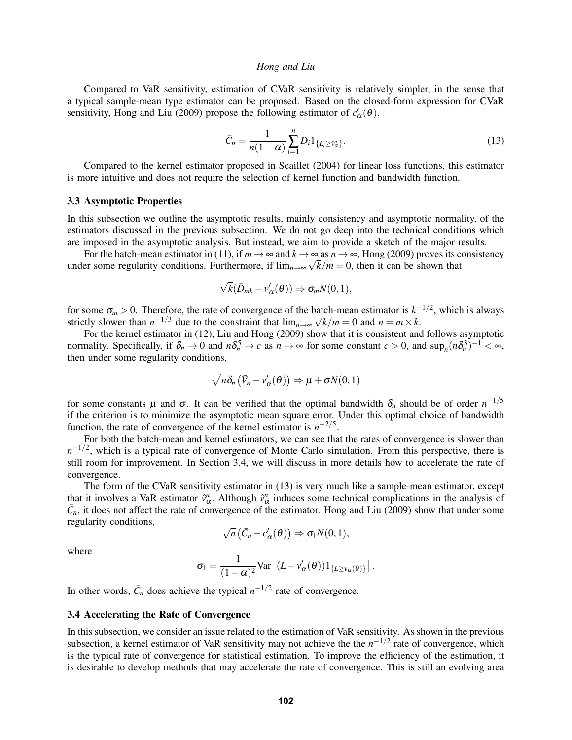Compared to VaR sensitivity, estimation of CVaR sensitivity is relatively simpler, in the sense that a typical sample-mean type estimator can be proposed. Based on the closed-form expression for CVaR sensitivity, Hong and Liu (2009) propose the following estimator of $c'_\alpha(\theta)$.

$$\bar{C}_n = \frac{1}{n(1-\alpha)} \sum_{i=1}^{n} D_i 1_{\{L_i \geq \hat{v}_\alpha^n\}}. \tag{13}$$

Compared to the kernel estimator proposed in Scaillet (2004) for linear loss functions, this estimator is more intuitive and does not require the selection of kernel function and bandwidth function.

### 3.3 Asymptotic Properties

In this subsection we outline the asymptotic results, mainly consistency and asymptotic normality, of the estimators discussed in the previous subsection. We do not go deep into the technical conditions which are imposed in the asymptotic analysis. But instead, we aim to provide a sketch of the major results.

For the batch-mean estimator in (11), if $m \to \infty$ and $k \to \infty$ as $n \to \infty$, Hong (2009) proves its consistency under some regularity conditions. Furthermore, if $\lim_{n\to\infty} \sqrt{k}/m = 0$, then it can be shown that

$$\sqrt{k}(\bar{D}_{mk} - v'_\alpha(\theta)) \Rightarrow \sigma_m N(0,1),$$

for some $\sigma_m > 0$. Therefore, the rate of convergence of the batch-mean estimator is $k^{-1/2}$, which is always strictly slower than $n^{-1/3}$ due to the constraint that $\lim_{n\to\infty} \sqrt{k}/m = 0$ and $n = m \times k$.

For the kernel estimator in (12), Liu and Hong (2009) show that it is consistent and follows asymptotic normality. Specifically, if $\delta_n \to 0$ and $n\delta_n^5 \to c$ as $n \to \infty$ for some constant $c > 0$, and $\sup_n (n\delta_n^3)^{-1} < \infty$, then under some regularity conditions,

$$\sqrt{n\delta_n}\left(\bar{V}_n - v'_\alpha(\theta)\right) \Rightarrow \mu + \sigma N(0,1)$$

for some constants $\mu$ and $\sigma$. It can be verified that the optimal bandwidth $\delta_n$ should be of order $n^{-1/5}$ if the criterion is to minimize the asymptotic mean square error. Under this optimal choice of bandwidth function, the rate of convergence of the kernel estimator is $n^{-2/5}$.

For both the batch-mean and kernel estimators, we can see that the rates of convergence is slower than $n^{-1/2}$, which is a typical rate of convergence of Monte Carlo simulation. From this perspective, there is still room for improvement. In Section 3.4, we will discuss in more details how to accelerate the rate of convergence.

The form of the CVaR sensitivity estimator in (13) is very much like a sample-mean estimator, except that it involves a VaR estimator $\hat{v}_\alpha^n$. Although $\hat{v}_\alpha^n$ induces some technical complications in the analysis of $\bar{C}_n$, it does not affect the rate of convergence of the estimator. Hong and Liu (2009) show that under some regularity conditions,

$$\sqrt{n}\left(\bar{C}_n - c'_\alpha(\theta)\right) \Rightarrow \sigma_1 N(0,1),$$

where

$$\sigma_1 = \frac{1}{(1-\alpha)^2} \mathrm{Var}\left[(L - v'_\alpha(\theta)) 1_{\{L \geq v_\alpha(\theta)\}}\right].$$

In other words, $\bar{C}_n$ does achieve the typical $n^{-1/2}$ rate of convergence.

### 3.4 Accelerating the Rate of Convergence

In this subsection, we consider an issue related to the estimation of VaR sensitivity. As shown in the previous subsection, a kernel estimator of VaR sensitivity may not achieve the the $n^{-1/2}$ rate of convergence, which is the typical rate of convergence for statistical estimation. To improve the efficiency of the estimation, it is desirable to develop methods that may accelerate the rate of convergence. This is still an evolving area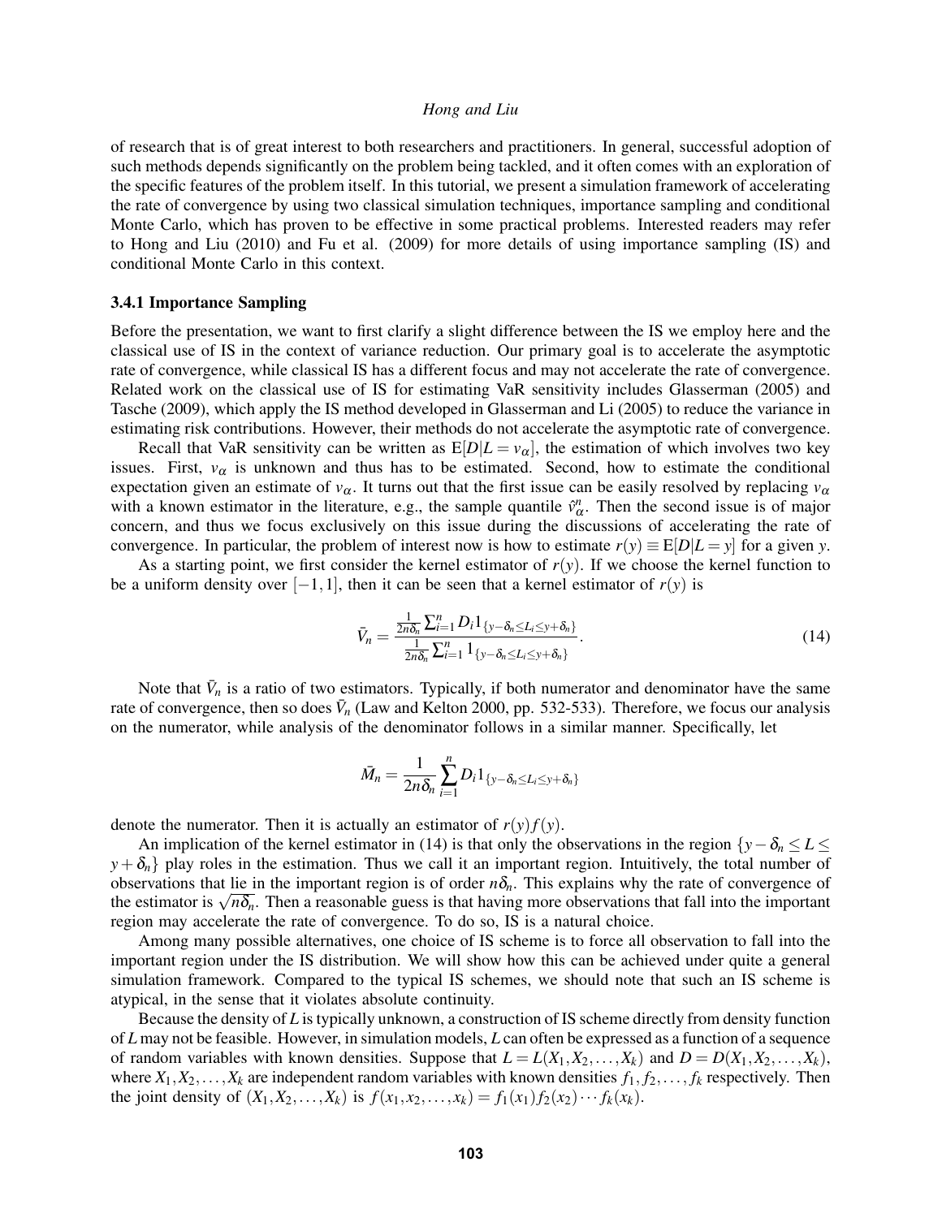of research that is of great interest to both researchers and practitioners. In general, successful adoption of such methods depends significantly on the problem being tackled, and it often comes with an exploration of the specific features of the problem itself. In this tutorial, we present a simulation framework of accelerating the rate of convergence by using two classical simulation techniques, importance sampling and conditional Monte Carlo, which has proven to be effective in some practical problems. Interested readers may refer to Hong and Liu (2010) and Fu et al. (2009) for more details of using importance sampling (IS) and conditional Monte Carlo in this context.

### 3.4.1 Importance Sampling

Before the presentation, we want to first clarify a slight difference between the IS we employ here and the classical use of IS in the context of variance reduction. Our primary goal is to accelerate the asymptotic rate of convergence, while classical IS has a different focus and may not accelerate the rate of convergence. Related work on the classical use of IS for estimating VaR sensitivity includes Glasserman (2005) and Tasche (2009), which apply the IS method developed in Glasserman and Li (2005) to reduce the variance in estimating risk contributions. However, their methods do not accelerate the asymptotic rate of convergence.

Recall that VaR sensitivity can be written as $\mathrm{E}[D|L = v_\alpha]$, the estimation of which involves two key issues. First, $v_\alpha$ is unknown and thus has to be estimated. Second, how to estimate the conditional expectation given an estimate of $v_\alpha$. It turns out that the first issue can be easily resolved by replacing $v_\alpha$ with a known estimator in the literature, e.g., the sample quantile $\hat{v}_\alpha^n$. Then the second issue is of major concern, and thus we focus exclusively on this issue during the discussions of accelerating the rate of convergence. In particular, the problem of interest now is how to estimate $r(y) \equiv \mathrm{E}[D|L = y]$ for a given $y$.

As a starting point, we first consider the kernel estimator of $r(y)$. If we choose the kernel function to be a uniform density over $[-1, 1]$, then it can be seen that a kernel estimator of $r(y)$ is

$$\bar{V}_n = \frac{\frac{1}{2n\delta_n}\sum_{i=1}^n D_i 1_{\{y-\delta_n \le L_i \le y+\delta_n\}}}{\frac{1}{2n\delta_n}\sum_{i=1}^n 1_{\{y-\delta_n \le L_i \le y+\delta_n\}}}. \tag{14}$$

Note that $\bar{V}_n$ is a ratio of two estimators. Typically, if both numerator and denominator have the same rate of convergence, then so does $\bar{V}_n$ (Law and Kelton 2000, pp. 532-533). Therefore, we focus our analysis on the numerator, while analysis of the denominator follows in a similar manner. Specifically, let

$$\bar{M}_n = \frac{1}{2n\delta_n}\sum_{i=1}^n D_i 1_{\{y-\delta_n \le L_i \le y+\delta_n\}}$$

denote the numerator. Then it is actually an estimator of $r(y)f(y)$.

An implication of the kernel estimator in (14) is that only the observations in the region $\{y - \delta_n \le L \le y + \delta_n\}$ play roles in the estimation. Thus we call it an important region. Intuitively, the total number of observations that lie in the important region is of order $n\delta_n$. This explains why the rate of convergence of the estimator is $\sqrt{n\delta_n}$. Then a reasonable guess is that having more observations that fall into the important region may accelerate the rate of convergence. To do so, IS is a natural choice.

Among many possible alternatives, one choice of IS scheme is to force all observation to fall into the important region under the IS distribution. We will show how this can be achieved under quite a general simulation framework. Compared to the typical IS schemes, we should note that such an IS scheme is atypical, in the sense that it violates absolute continuity.

Because the density of $L$ is typically unknown, a construction of IS scheme directly from density function of $L$ may not be feasible. However, in simulation models, $L$ can often be expressed as a function of a sequence of random variables with known densities. Suppose that $L = L(X_1, X_2, \ldots, X_k)$ and $D = D(X_1, X_2, \ldots, X_k)$, where $X_1, X_2, \ldots, X_k$ are independent random variables with known densities $f_1, f_2, \ldots, f_k$ respectively. Then the joint density of $(X_1, X_2, \ldots, X_k)$ is $f(x_1, x_2, \ldots, x_k) = f_1(x_1)f_2(x_2)\cdots f_k(x_k)$.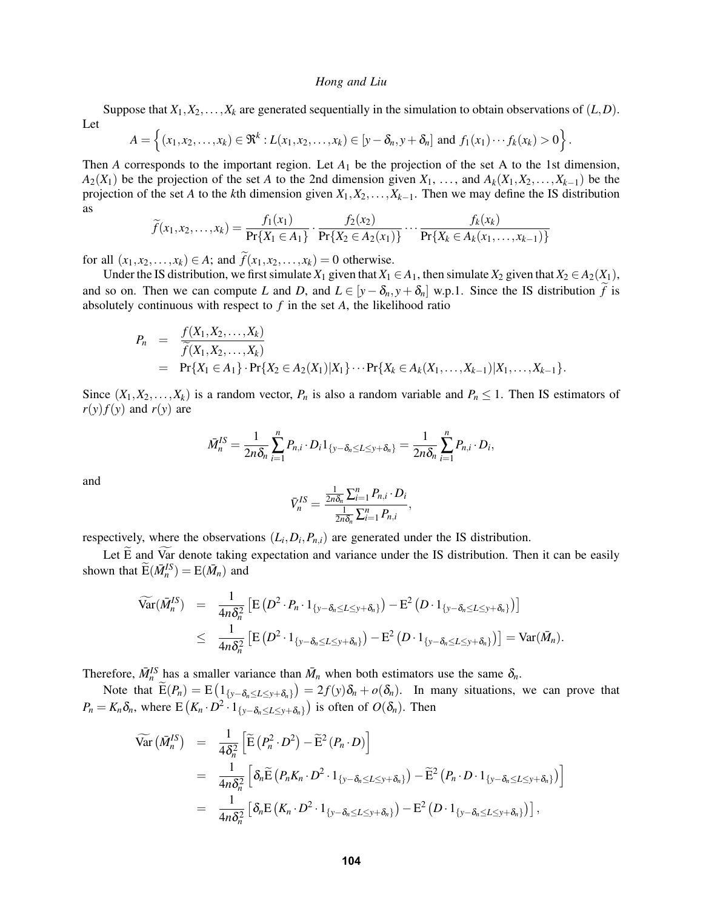Suppose that $X_1, X_2, \ldots, X_k$ are generated sequentially in the simulation to obtain observations of $(L, D)$. Let

$$A = \left\{ (x_1, x_2, \ldots, x_k) \in \Re^k : L(x_1, x_2, \ldots, x_k) \in [y - \delta_n, y + \delta_n] \text{ and } f_1(x_1) \cdots f_k(x_k) > 0 \right\}.$$

Then $A$ corresponds to the important region. Let $A_1$ be the projection of the set A to the 1st dimension, $A_2(X_1)$ be the projection of the set $A$ to the 2nd dimension given $X_1$, ..., and $A_k(X_1, X_2, \ldots, X_{k-1})$ be the projection of the set $A$ to the $k$th dimension given $X_1, X_2, \ldots, X_{k-1}$. Then we may define the IS distribution as

$$\widetilde{f}(x_1, x_2, \ldots, x_k) = \frac{f_1(x_1)}{\Pr\{X_1 \in A_1\}} \cdot \frac{f_2(x_2)}{\Pr\{X_2 \in A_2(x_1)\}} \cdots \frac{f_k(x_k)}{\Pr\{X_k \in A_k(x_1, \ldots, x_{k-1})\}}$$

for all $(x_1, x_2, \ldots, x_k) \in A$; and $\widetilde{f}(x_1, x_2, \ldots, x_k) = 0$ otherwise.

Under the IS distribution, we first simulate $X_1$ given that $X_1 \in A_1$, then simulate $X_2$ given that $X_2 \in A_2(X_1)$, and so on. Then we can compute $L$ and $D$, and $L \in [y - \delta_n, y + \delta_n]$ w.p.1. Since the IS distribution $\widetilde{f}$ is absolutely continuous with respect to $f$ in the set $A$, the likelihood ratio

$$\begin{aligned}
P_n &= \frac{f(X_1, X_2, \ldots, X_k)}{\widetilde{f}(X_1, X_2, \ldots, X_k)} \\
&= \Pr\{X_1 \in A_1\} \cdot \Pr\{X_2 \in A_2(X_1) | X_1\} \cdots \Pr\{X_k \in A_k(X_1, \ldots, X_{k-1}) | X_1, \ldots, X_{k-1}\}.
\end{aligned}$$

Since $(X_1, X_2, \ldots, X_k)$ is a random vector, $P_n$ is also a random variable and $P_n \leq 1$. Then IS estimators of $r(y)f(y)$ and $r(y)$ are

$$\bar{M}_n^{IS} = \frac{1}{2n\delta_n} \sum_{i=1}^{n} P_{n,i} \cdot D_i 1_{\{y - \delta_n \leq L \leq y + \delta_n\}} = \frac{1}{2n\delta_n} \sum_{i=1}^{n} P_{n,i} \cdot D_i,$$

and

$$\bar{V}_n^{IS} = \frac{\frac{1}{2n\delta_n} \sum_{i=1}^{n} P_{n,i} \cdot D_i}{\frac{1}{2n\delta_n} \sum_{i=1}^{n} P_{n,i}},$$

respectively, where the observations $(L_i, D_i, P_{n,i})$ are generated under the IS distribution.

Let $\widetilde{\mathrm{E}}$ and $\widetilde{\mathrm{Var}}$ denote taking expectation and variance under the IS distribution. Then it can be easily shown that $\widetilde{\mathrm{E}}(\bar{M}_n^{IS}) = \mathrm{E}(\bar{M}_n)$ and

$$\begin{aligned}
\widetilde{\mathrm{Var}}(\bar{M}_n^{IS}) &= \frac{1}{4n\delta_n^2} \left[ \mathrm{E}\left( D^2 \cdot P_n \cdot 1_{\{y - \delta_n \leq L \leq y + \delta_n\}} \right) - \mathrm{E}^2\left( D \cdot 1_{\{y - \delta_n \leq L \leq y + \delta_n\}} \right) \right] \\
&\leq \frac{1}{4n\delta_n^2} \left[ \mathrm{E}\left( D^2 \cdot 1_{\{y - \delta_n \leq L \leq y + \delta_n\}} \right) - \mathrm{E}^2\left( D \cdot 1_{\{y - \delta_n \leq L \leq y + \delta_n\}} \right) \right] = \mathrm{Var}(\bar{M}_n).
\end{aligned}$$

Therefore, $\bar{M}_n^{IS}$ has a smaller variance than $\bar{M}_n$ when both estimators use the same $\delta_n$.

Note that $\widetilde{\mathrm{E}}(P_n) = \mathrm{E}\left( 1_{\{y - \delta_n \leq L \leq y + \delta_n\}} \right) = 2f(y)\delta_n + o(\delta_n)$. In many situations, we can prove that $P_n = K_n \delta_n$, where $\mathrm{E}\left( K_n \cdot D^2 \cdot 1_{\{y - \delta_n \leq L \leq y + \delta_n\}} \right)$ is often of $O(\delta_n)$. Then

$$\begin{aligned}
\widetilde{\mathrm{Var}}\left( \bar{M}_n^{IS} \right) &= \frac{1}{4\delta_n^2} \left[ \widetilde{\mathrm{E}}\left( P_n^2 \cdot D^2 \right) - \widetilde{\mathrm{E}}^2\left( P_n \cdot D \right) \right] \\
&= \frac{1}{4n\delta_n^2} \left[ \delta_n \widetilde{\mathrm{E}}\left( P_n K_n \cdot D^2 \cdot 1_{\{y - \delta_n \leq L \leq y + \delta_n\}} \right) - \widetilde{\mathrm{E}}^2\left( P_n \cdot D \cdot 1_{\{y - \delta_n \leq L \leq y + \delta_n\}} \right) \right] \\
&= \frac{1}{4n\delta_n^2} \left[ \delta_n \mathrm{E}\left( K_n \cdot D^2 \cdot 1_{\{y - \delta_n \leq L \leq y + \delta_n\}} \right) - \mathrm{E}^2\left( D \cdot 1_{\{y - \delta_n \leq L \leq y + \delta_n\}} \right) \right],
\end{aligned}$$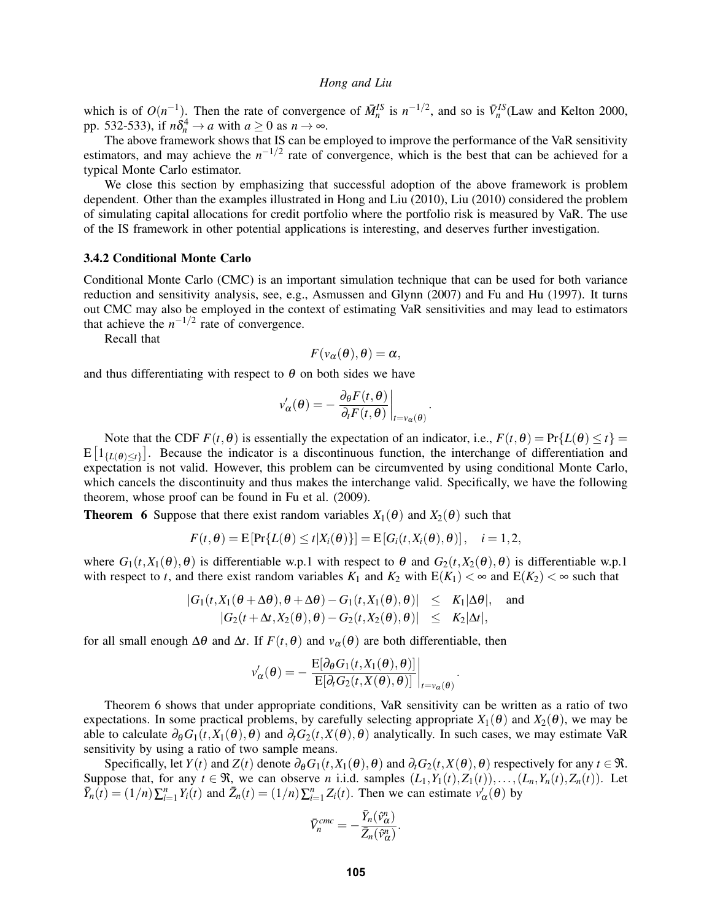which is of $O(n^{-1})$. Then the rate of convergence of $\bar{M}_n^{IS}$ is $n^{-1/2}$, and so is $\bar{V}_n^{IS}$(Law and Kelton 2000, pp. 532-533), if $n\delta_n^4 \to a$ with $a \geq 0$ as $n \to \infty$.

The above framework shows that IS can be employed to improve the performance of the VaR sensitivity estimators, and may achieve the $n^{-1/2}$ rate of convergence, which is the best that can be achieved for a typical Monte Carlo estimator.

We close this section by emphasizing that successful adoption of the above framework is problem dependent. Other than the examples illustrated in Hong and Liu (2010), Liu (2010) considered the problem of simulating capital allocations for credit portfolio where the portfolio risk is measured by VaR. The use of the IS framework in other potential applications is interesting, and deserves further investigation.

### 3.4.2 Conditional Monte Carlo

Conditional Monte Carlo (CMC) is an important simulation technique that can be used for both variance reduction and sensitivity analysis, see, e.g., Asmussen and Glynn (2007) and Fu and Hu (1997). It turns out CMC may also be employed in the context of estimating VaR sensitivities and may lead to estimators that achieve the $n^{-1/2}$ rate of convergence.

Recall that

$$F(v_\alpha(\theta), \theta) = \alpha,$$

and thus differentiating with respect to $\theta$ on both sides we have

$$v'_\alpha(\theta) = -\left.\frac{\partial_\theta F(t,\theta)}{\partial_t F(t,\theta)}\right|_{t=v_\alpha(\theta)}.$$

Note that the CDF $F(t,\theta)$ is essentially the expectation of an indicator, i.e., $F(t,\theta) = \Pr\{L(\theta) \leq t\} = \mathrm{E}\left[1_{\{L(\theta)\leq t\}}\right]$. Because the indicator is a discontinuous function, the interchange of differentiation and expectation is not valid. However, this problem can be circumvented by using conditional Monte Carlo, which cancels the discontinuity and thus makes the interchange valid. Specifically, we have the following theorem, whose proof can be found in Fu et al. (2009).

**Theorem 6** Suppose that there exist random variables $X_1(\theta)$ and $X_2(\theta)$ such that

$$F(t,\theta) = \mathrm{E}\left[\Pr\{L(\theta) \leq t | X_i(\theta)\}\right] = \mathrm{E}\left[G_i(t, X_i(\theta), \theta)\right], \quad i = 1, 2,$$

where $G_1(t, X_1(\theta), \theta)$ is differentiable w.p.1 with respect to $\theta$ and $G_2(t, X_2(\theta), \theta)$ is differentiable w.p.1 with respect to $t$, and there exist random variables $K_1$ and $K_2$ with $\mathrm{E}(K_1) < \infty$ and $\mathrm{E}(K_2) < \infty$ such that

$$\begin{aligned}
|G_1(t, X_1(\theta+\Delta\theta), \theta+\Delta\theta) - G_1(t, X_1(\theta), \theta)| &\leq K_1|\Delta\theta|, \quad \text{and} \\
|G_2(t+\Delta t, X_2(\theta), \theta) - G_2(t, X_2(\theta), \theta)| &\leq K_2|\Delta t|,
\end{aligned}$$

for all small enough $\Delta\theta$ and $\Delta t$. If $F(t,\theta)$ and $v_\alpha(\theta)$ are both differentiable, then

$$v'_\alpha(\theta) = -\left.\frac{\mathrm{E}[\partial_\theta G_1(t, X_1(\theta), \theta)]}{\mathrm{E}[\partial_t G_2(t, X(\theta), \theta)]}\right|_{t=v_\alpha(\theta)}.$$

Theorem 6 shows that under appropriate conditions, VaR sensitivity can be written as a ratio of two expectations. In some practical problems, by carefully selecting appropriate $X_1(\theta)$ and $X_2(\theta)$, we may be able to calculate $\partial_\theta G_1(t, X_1(\theta), \theta)$ and $\partial_t G_2(t, X(\theta), \theta)$ analytically. In such cases, we may estimate VaR sensitivity by using a ratio of two sample means.

Specifically, let $Y(t)$ and $Z(t)$ denote $\partial_\theta G_1(t, X_1(\theta), \theta)$ and $\partial_t G_2(t, X(\theta), \theta)$ respectively for any $t \in \Re$. Suppose that, for any $t \in \Re$, we can observe $n$ i.i.d. samples $(L_1, Y_1(t), Z_1(t)), \ldots, (L_n, Y_n(t), Z_n(t))$. Let $\bar{Y}_n(t) = (1/n)\sum_{i=1}^n Y_i(t)$ and $\bar{Z}_n(t) = (1/n)\sum_{i=1}^n Z_i(t)$. Then we can estimate $v'_\alpha(\theta)$ by

$$\bar{V}_n^{cmc} = -\frac{\bar{Y}_n(\hat{v}_\alpha^n)}{\bar{Z}_n(\hat{v}_\alpha^n)}.$$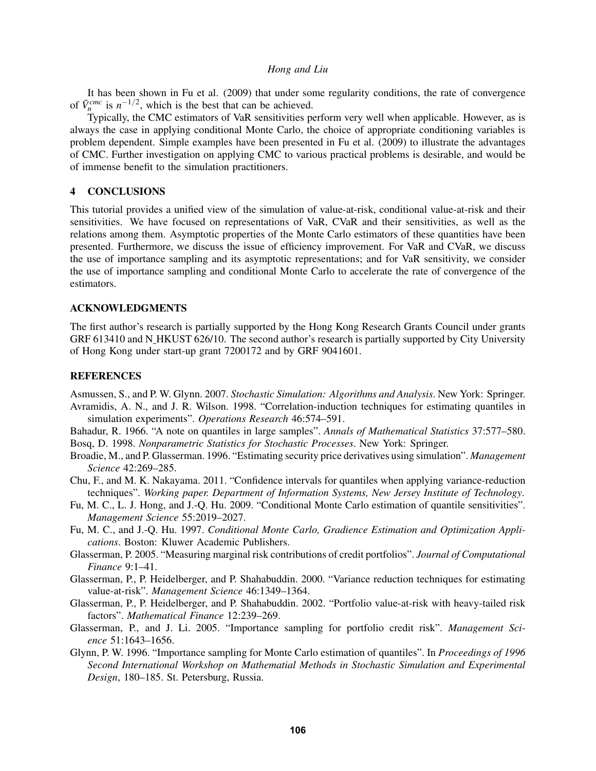It has been shown in Fu et al. (2009) that under some regularity conditions, the rate of convergence of $\bar{V}_n^{cmc}$ is $n^{-1/2}$, which is the best that can be achieved.

Typically, the CMC estimators of VaR sensitivities perform very well when applicable. However, as is always the case in applying conditional Monte Carlo, the choice of appropriate conditioning variables is problem dependent. Simple examples have been presented in Fu et al. (2009) to illustrate the advantages of CMC. Further investigation on applying CMC to various practical problems is desirable, and would be of immense benefit to the simulation practitioners.

## 4 CONCLUSIONS

This tutorial provides a unified view of the simulation of value-at-risk, conditional value-at-risk and their sensitivities. We have focused on representations of VaR, CVaR and their sensitivities, as well as the relations among them. Asymptotic properties of the Monte Carlo estimators of these quantities have been presented. Furthermore, we discuss the issue of efficiency improvement. For VaR and CVaR, we discuss the use of importance sampling and its asymptotic representations; and for VaR sensitivity, we consider the use of importance sampling and conditional Monte Carlo to accelerate the rate of convergence of the estimators.

## ACKNOWLEDGMENTS

The first author's research is partially supported by the Hong Kong Research Grants Council under grants GRF 613410 and N_HKUST 626/10. The second author's research is partially supported by City University of Hong Kong under start-up grant 7200172 and by GRF 9041601.

## REFERENCES

Asmussen, S., and P. W. Glynn. 2007. *Stochastic Simulation: Algorithms and Analysis*. New York: Springer.

Avramidis, A. N., and J. R. Wilson. 1998. "Correlation-induction techniques for estimating quantiles in simulation experiments". *Operations Research* 46:574–591.

Bahadur, R. 1966. "A note on quantiles in large samples". *Annals of Mathematical Statistics* 37:577–580.

Bosq, D. 1998. *Nonparametric Statistics for Stochastic Processes*. New York: Springer.

Broadie, M., and P. Glasserman. 1996. "Estimating security price derivatives using simulation". *Management Science* 42:269–285.

Chu, F., and M. K. Nakayama. 2011. "Confidence intervals for quantiles when applying variance-reduction techniques". *Working paper. Department of Information Systems, New Jersey Institute of Technology*.

Fu, M. C., L. J. Hong, and J.-Q. Hu. 2009. "Conditional Monte Carlo estimation of quantile sensitivities". *Management Science* 55:2019–2027.

Fu, M. C., and J.-Q. Hu. 1997. *Conditional Monte Carlo, Gradience Estimation and Optimization Applications*. Boston: Kluwer Academic Publishers.

Glasserman, P. 2005. "Measuring marginal risk contributions of credit portfolios". *Journal of Computational Finance* 9:1–41.

Glasserman, P., P. Heidelberger, and P. Shahabuddin. 2000. "Variance reduction techniques for estimating value-at-risk". *Management Science* 46:1349–1364.

Glasserman, P., P. Heidelberger, and P. Shahabuddin. 2002. "Portfolio value-at-risk with heavy-tailed risk factors". *Mathematical Finance* 12:239–269.

Glasserman, P., and J. Li. 2005. "Importance sampling for portfolio credit risk". *Management Science* 51:1643–1656.

Glynn, P. W. 1996. "Importance sampling for Monte Carlo estimation of quantiles". In *Proceedings of 1996 Second International Workshop on Mathematial Methods in Stochastic Simulation and Experimental Design*, 180–185. St. Petersburg, Russia.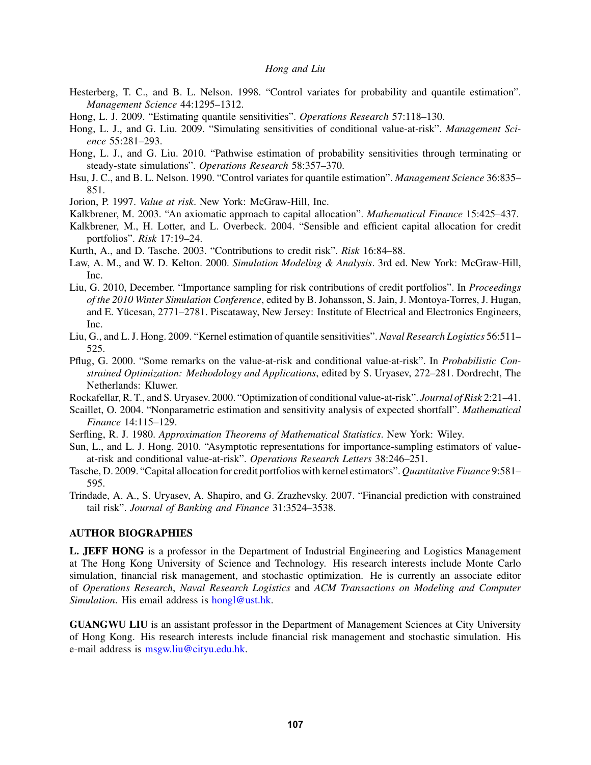Hesterberg, T. C., and B. L. Nelson. 1998. "Control variates for probability and quantile estimation". *Management Science* 44:1295–1312.

Hong, L. J. 2009. "Estimating quantile sensitivities". *Operations Research* 57:118–130.

Hong, L. J., and G. Liu. 2009. "Simulating sensitivities of conditional value-at-risk". *Management Science* 55:281–293.

Hong, L. J., and G. Liu. 2010. "Pathwise estimation of probability sensitivities through terminating or steady-state simulations". *Operations Research* 58:357–370.

Hsu, J. C., and B. L. Nelson. 1990. "Control variates for quantile estimation". *Management Science* 36:835–851.

Jorion, P. 1997. *Value at risk*. New York: McGraw-Hill, Inc.

Kalkbrener, M. 2003. "An axiomatic approach to capital allocation". *Mathematical Finance* 15:425–437.

Kalkbrener, M., H. Lotter, and L. Overbeck. 2004. "Sensible and efficient capital allocation for credit portfolios". *Risk* 17:19–24.

Kurth, A., and D. Tasche. 2003. "Contributions to credit risk". *Risk* 16:84–88.

Law, A. M., and W. D. Kelton. 2000. *Simulation Modeling & Analysis*. 3rd ed. New York: McGraw-Hill, Inc.

Liu, G. 2010, December. "Importance sampling for risk contributions of credit portfolios". In *Proceedings of the 2010 Winter Simulation Conference*, edited by B. Johansson, S. Jain, J. Montoya-Torres, J. Hugan, and E. Yücesan, 2771–2781. Piscataway, New Jersey: Institute of Electrical and Electronics Engineers, Inc.

Liu, G., and L. J. Hong. 2009. "Kernel estimation of quantile sensitivities". *Naval Research Logistics* 56:511–525.

Pflug, G. 2000. "Some remarks on the value-at-risk and conditional value-at-risk". In *Probabilistic Constrained Optimization: Methodology and Applications*, edited by S. Uryasev, 272–281. Dordrecht, The Netherlands: Kluwer.

Rockafellar, R. T., and S. Uryasev. 2000. "Optimization of conditional value-at-risk". *Journal of Risk* 2:21–41.

Scaillet, O. 2004. "Nonparametric estimation and sensitivity analysis of expected shortfall". *Mathematical Finance* 14:115–129.

Serfling, R. J. 1980. *Approximation Theorems of Mathematical Statistics*. New York: Wiley.

Sun, L., and L. J. Hong. 2010. "Asymptotic representations for importance-sampling estimators of value-at-risk and conditional value-at-risk". *Operations Research Letters* 38:246–251.

Tasche, D. 2009. "Capital allocation for credit portfolios with kernel estimators". *Quantitative Finance* 9:581–595.

Trindade, A. A., S. Uryasev, A. Shapiro, and G. Zrazhevsky. 2007. "Financial prediction with constrained tail risk". *Journal of Banking and Finance* 31:3524–3538.

## AUTHOR BIOGRAPHIES

**L. JEFF HONG** is a professor in the Department of Industrial Engineering and Logistics Management at The Hong Kong University of Science and Technology. His research interests include Monte Carlo simulation, financial risk management, and stochastic optimization. He is currently an associate editor of *Operations Research*, *Naval Research Logistics* and *ACM Transactions on Modeling and Computer Simulation*. His email address is hongl@ust.hk.

**GUANGWU LIU** is an assistant professor in the Department of Management Sciences at City University of Hong Kong. His research interests include financial risk management and stochastic simulation. His e-mail address is msgw.liu@cityu.edu.hk.